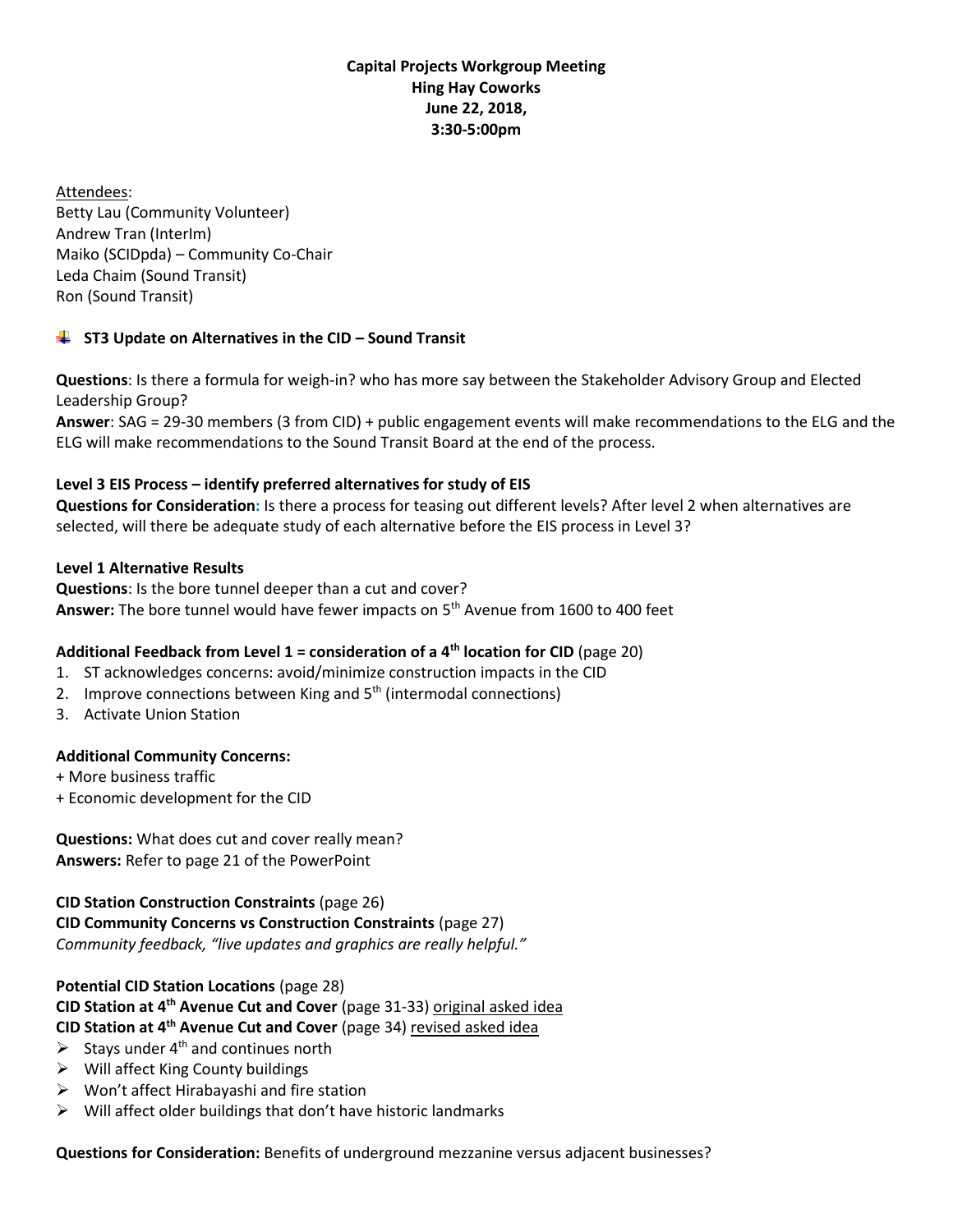**Capital Projects Workgroup Meeting**
**Hing Hay Coworks**
**June 22, 2018,**
**3:30-5:00pm**

Attendees:
Betty Lau (Community Volunteer)
Andrew Tran (InterIm)
Maiko (SCIDpda) – Community Co-Chair
Leda Chaim (Sound Transit)
Ron (Sound Transit)

## ST3 Update on Alternatives in the CID – Sound Transit

**Questions**: Is there a formula for weigh-in? who has more say between the Stakeholder Advisory Group and Elected Leadership Group?
**Answer**: SAG = 29-30 members (3 from CID) + public engagement events will make recommendations to the ELG and the ELG will make recommendations to the Sound Transit Board at the end of the process.

**Level 3 EIS Process – identify preferred alternatives for study of EIS**
**Questions for Consideration:** Is there a process for teasing out different levels? After level 2 when alternatives are selected, will there be adequate study of each alternative before the EIS process in Level 3?

**Level 1 Alternative Results**
**Questions**: Is the bore tunnel deeper than a cut and cover?
**Answer:** The bore tunnel would have fewer impacts on 5th Avenue from 1600 to 400 feet

**Additional Feedback from Level 1 = consideration of a 4th location for CID** (page 20)
1. ST acknowledges concerns: avoid/minimize construction impacts in the CID
2. Improve connections between King and 5th (intermodal connections)
3. Activate Union Station

**Additional Community Concerns:**
+ More business traffic
+ Economic development for the CID

**Questions:** What does cut and cover really mean?
**Answers:** Refer to page 21 of the PowerPoint

**CID Station Construction Constraints** (page 26)
**CID Community Concerns vs Construction Constraints** (page 27)
*Community feedback, "live updates and graphics are really helpful."*

**Potential CID Station Locations** (page 28)
**CID Station at 4th Avenue Cut and Cover** (page 31-33) original asked idea
**CID Station at 4th Avenue Cut and Cover** (page 34) revised asked idea
- Stays under 4th and continues north
- Will affect King County buildings
- Won't affect Hirabayashi and fire station
- Will affect older buildings that don't have historic landmarks

**Questions for Consideration:** Benefits of underground mezzanine versus adjacent businesses?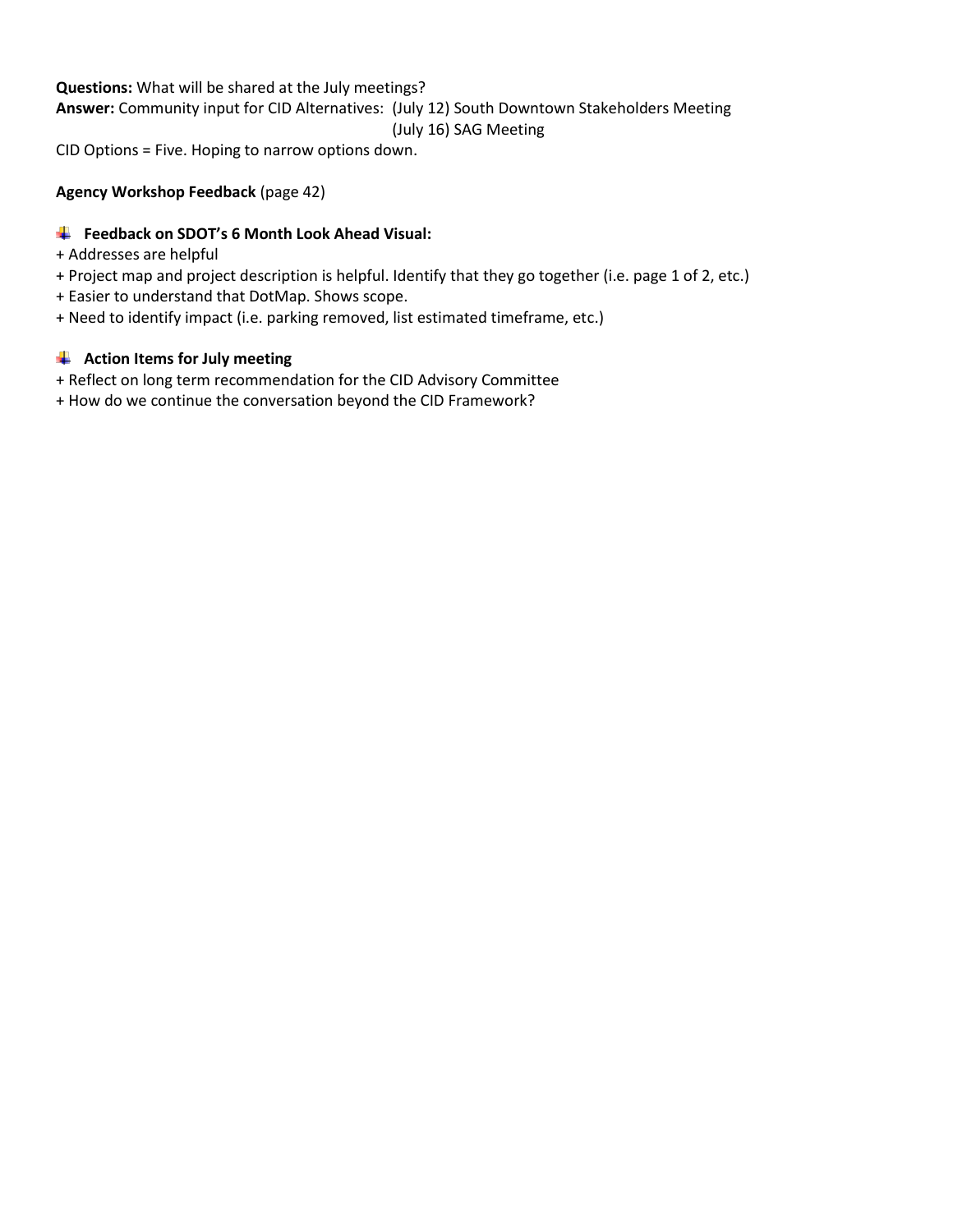**Questions:** What will be shared at the July meetings?

**Answer:** Community input for CID Alternatives: (July 12) South Downtown Stakeholders Meeting
(July 16) SAG Meeting

CID Options = Five. Hoping to narrow options down.

**Agency Workshop Feedback** (page 42)

- **Feedback on SDOT's 6 Month Look Ahead Visual:**

+ Addresses are helpful
+ Project map and project description is helpful. Identify that they go together (i.e. page 1 of 2, etc.)
+ Easier to understand that DotMap. Shows scope.
+ Need to identify impact (i.e. parking removed, list estimated timeframe, etc.)

- **Action Items for July meeting**

+ Reflect on long term recommendation for the CID Advisory Committee
+ How do we continue the conversation beyond the CID Framework?